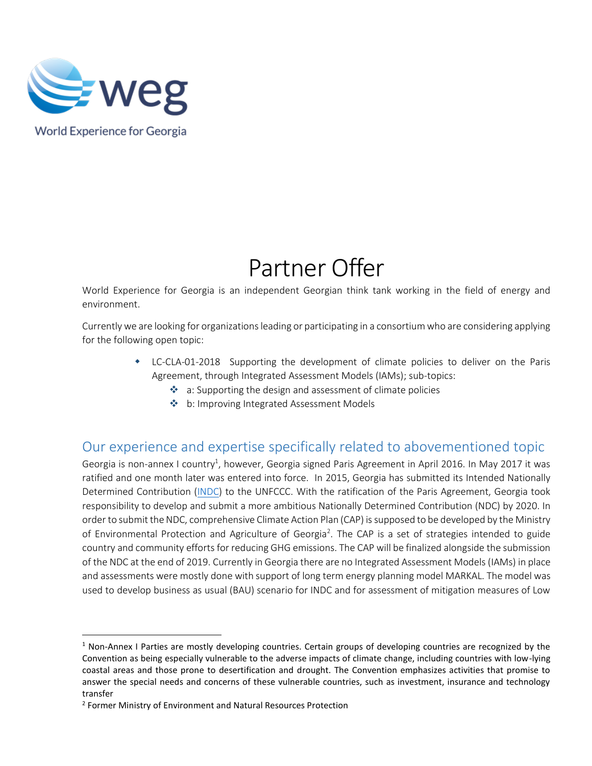weg

World Experience for Georgia

# Partner Offer

World Experience for Georgia is an independent Georgian think tank working in the field of energy and environment.

Currently we are looking for organizations leading or participating in a consortium who are considering applying for the following open topic:

- LC-CLA-01-2018 Supporting the development of climate policies to deliver on the Paris Agreement, through Integrated Assessment Models (IAMs); sub-topics:
  - a: Supporting the design and assessment of climate policies
  - b: Improving Integrated Assessment Models

## Our experience and expertise specifically related to abovementioned topic

Georgia is non-annex I country[1], however, Georgia signed Paris Agreement in April 2016. In May 2017 it was ratified and one month later was entered into force. In 2015, Georgia has submitted its Intended Nationally Determined Contribution (INDC) to the UNFCCC. With the ratification of the Paris Agreement, Georgia took responsibility to develop and submit a more ambitious Nationally Determined Contribution (NDC) by 2020. In order to submit the NDC, comprehensive Climate Action Plan (CAP) is supposed to be developed by the Ministry of Environmental Protection and Agriculture of Georgia[2]. The CAP is a set of strategies intended to guide country and community efforts for reducing GHG emissions. The CAP will be finalized alongside the submission of the NDC at the end of 2019. Currently in Georgia there are no Integrated Assessment Models (IAMs) in place and assessments were mostly done with support of long term energy planning model MARKAL. The model was used to develop business as usual (BAU) scenario for INDC and for assessment of mitigation measures of Low

[1] Non-Annex I Parties are mostly developing countries. Certain groups of developing countries are recognized by the Convention as being especially vulnerable to the adverse impacts of climate change, including countries with low-lying coastal areas and those prone to desertification and drought. The Convention emphasizes activities that promise to answer the special needs and concerns of these vulnerable countries, such as investment, insurance and technology transfer

[2] Former Ministry of Environment and Natural Resources Protection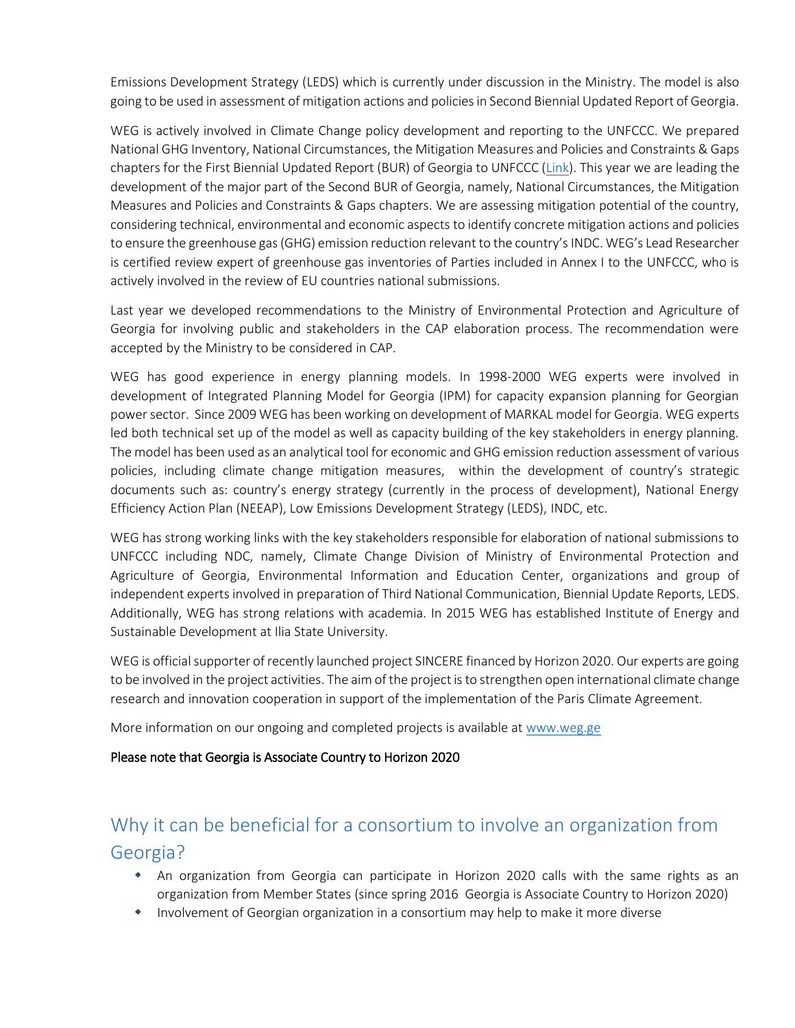Emissions Development Strategy (LEDS) which is currently under discussion in the Ministry. The model is also going to be used in assessment of mitigation actions and policies in Second Biennial Updated Report of Georgia.

WEG is actively involved in Climate Change policy development and reporting to the UNFCCC. We prepared National GHG Inventory, National Circumstances, the Mitigation Measures and Policies and Constraints & Gaps chapters for the First Biennial Updated Report (BUR) of Georgia to UNFCCC (Link). This year we are leading the development of the major part of the Second BUR of Georgia, namely, National Circumstances, the Mitigation Measures and Policies and Constraints & Gaps chapters. We are assessing mitigation potential of the country, considering technical, environmental and economic aspects to identify concrete mitigation actions and policies to ensure the greenhouse gas (GHG) emission reduction relevant to the country's INDC. WEG's Lead Researcher is certified review expert of greenhouse gas inventories of Parties included in Annex I to the UNFCCC, who is actively involved in the review of EU countries national submissions.

Last year we developed recommendations to the Ministry of Environmental Protection and Agriculture of Georgia for involving public and stakeholders in the CAP elaboration process. The recommendation were accepted by the Ministry to be considered in CAP.

WEG has good experience in energy planning models. In 1998-2000 WEG experts were involved in development of Integrated Planning Model for Georgia (IPM) for capacity expansion planning for Georgian power sector. Since 2009 WEG has been working on development of MARKAL model for Georgia. WEG experts led both technical set up of the model as well as capacity building of the key stakeholders in energy planning. The model has been used as an analytical tool for economic and GHG emission reduction assessment of various policies, including climate change mitigation measures, within the development of country's strategic documents such as: country's energy strategy (currently in the process of development), National Energy Efficiency Action Plan (NEEAP), Low Emissions Development Strategy (LEDS), INDC, etc.

WEG has strong working links with the key stakeholders responsible for elaboration of national submissions to UNFCCC including NDC, namely, Climate Change Division of Ministry of Environmental Protection and Agriculture of Georgia, Environmental Information and Education Center, organizations and group of independent experts involved in preparation of Third National Communication, Biennial Update Reports, LEDS. Additionally, WEG has strong relations with academia. In 2015 WEG has established Institute of Energy and Sustainable Development at Ilia State University.

WEG is official supporter of recently launched project SINCERE financed by Horizon 2020. Our experts are going to be involved in the project activities. The aim of the project is to strengthen open international climate change research and innovation cooperation in support of the implementation of the Paris Climate Agreement.

More information on our ongoing and completed projects is available at www.weg.ge

**Please note that Georgia is Associate Country to Horizon 2020**

## Why it can be beneficial for a consortium to involve an organization from Georgia?

- An organization from Georgia can participate in Horizon 2020 calls with the same rights as an organization from Member States (since spring 2016 Georgia is Associate Country to Horizon 2020)
- Involvement of Georgian organization in a consortium may help to make it more diverse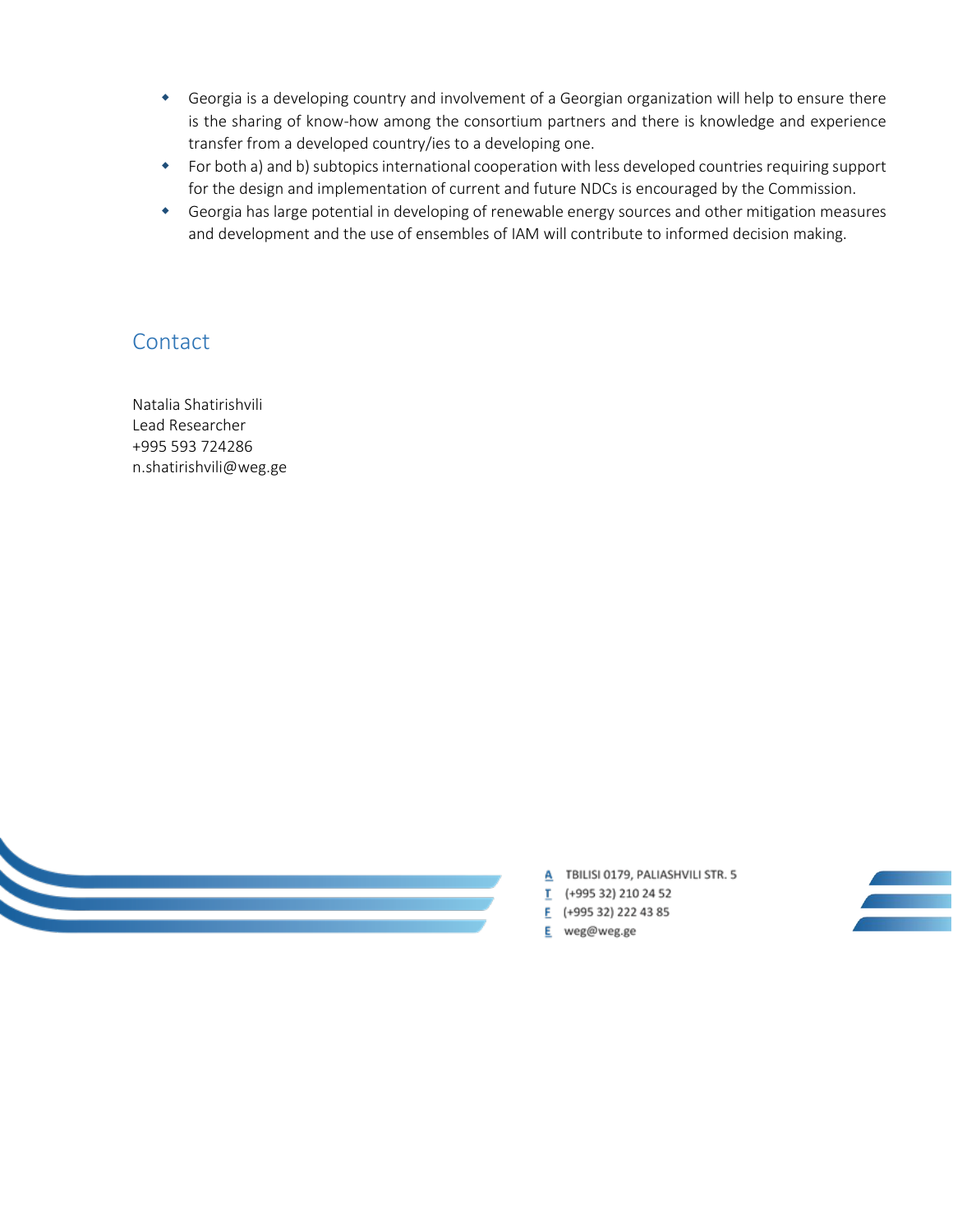- Georgia is a developing country and involvement of a Georgian organization will help to ensure there is the sharing of know-how among the consortium partners and there is knowledge and experience transfer from a developed country/ies to a developing one.
- For both a) and b) subtopics international cooperation with less developed countries requiring support for the design and implementation of current and future NDCs is encouraged by the Commission.
- Georgia has large potential in developing of renewable energy sources and other mitigation measures and development and the use of ensembles of IAM will contribute to informed decision making.

## Contact

Natalia Shatirishvili
Lead Researcher
+995 593 724286
n.shatirishvili@weg.ge

A TBILISI 0179, PALIASHVILI STR. 5
T (+995 32) 210 24 52
F (+995 32) 222 43 85
E weg@weg.ge